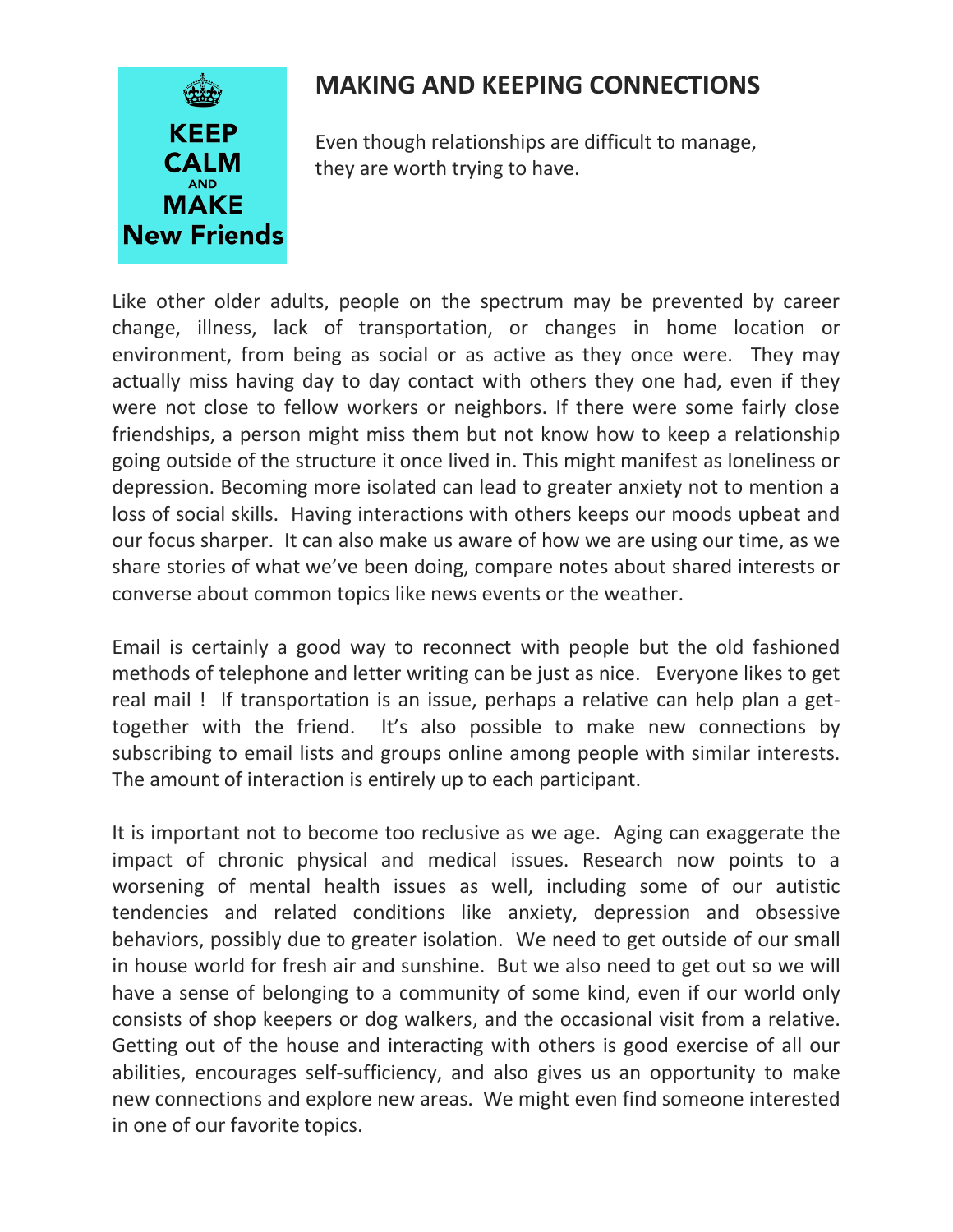KEEP CALM AND MAKE New Friends

# MAKING AND KEEPING CONNECTIONS

Even though relationships are difficult to manage, they are worth trying to have.

Like other older adults, people on the spectrum may be prevented by career change, illness, lack of transportation, or changes in home location or environment, from being as social or as active as they once were. They may actually miss having day to day contact with others they one had, even if they were not close to fellow workers or neighbors. If there were some fairly close friendships, a person might miss them but not know how to keep a relationship going outside of the structure it once lived in. This might manifest as loneliness or depression. Becoming more isolated can lead to greater anxiety not to mention a loss of social skills. Having interactions with others keeps our moods upbeat and our focus sharper. It can also make us aware of how we are using our time, as we share stories of what we've been doing, compare notes about shared interests or converse about common topics like news events or the weather.

Email is certainly a good way to reconnect with people but the old fashioned methods of telephone and letter writing can be just as nice. Everyone likes to get real mail ! If transportation is an issue, perhaps a relative can help plan a get-together with the friend. It's also possible to make new connections by subscribing to email lists and groups online among people with similar interests. The amount of interaction is entirely up to each participant.

It is important not to become too reclusive as we age. Aging can exaggerate the impact of chronic physical and medical issues. Research now points to a worsening of mental health issues as well, including some of our autistic tendencies and related conditions like anxiety, depression and obsessive behaviors, possibly due to greater isolation. We need to get outside of our small in house world for fresh air and sunshine. But we also need to get out so we will have a sense of belonging to a community of some kind, even if our world only consists of shop keepers or dog walkers, and the occasional visit from a relative. Getting out of the house and interacting with others is good exercise of all our abilities, encourages self-sufficiency, and also gives us an opportunity to make new connections and explore new areas. We might even find someone interested in one of our favorite topics.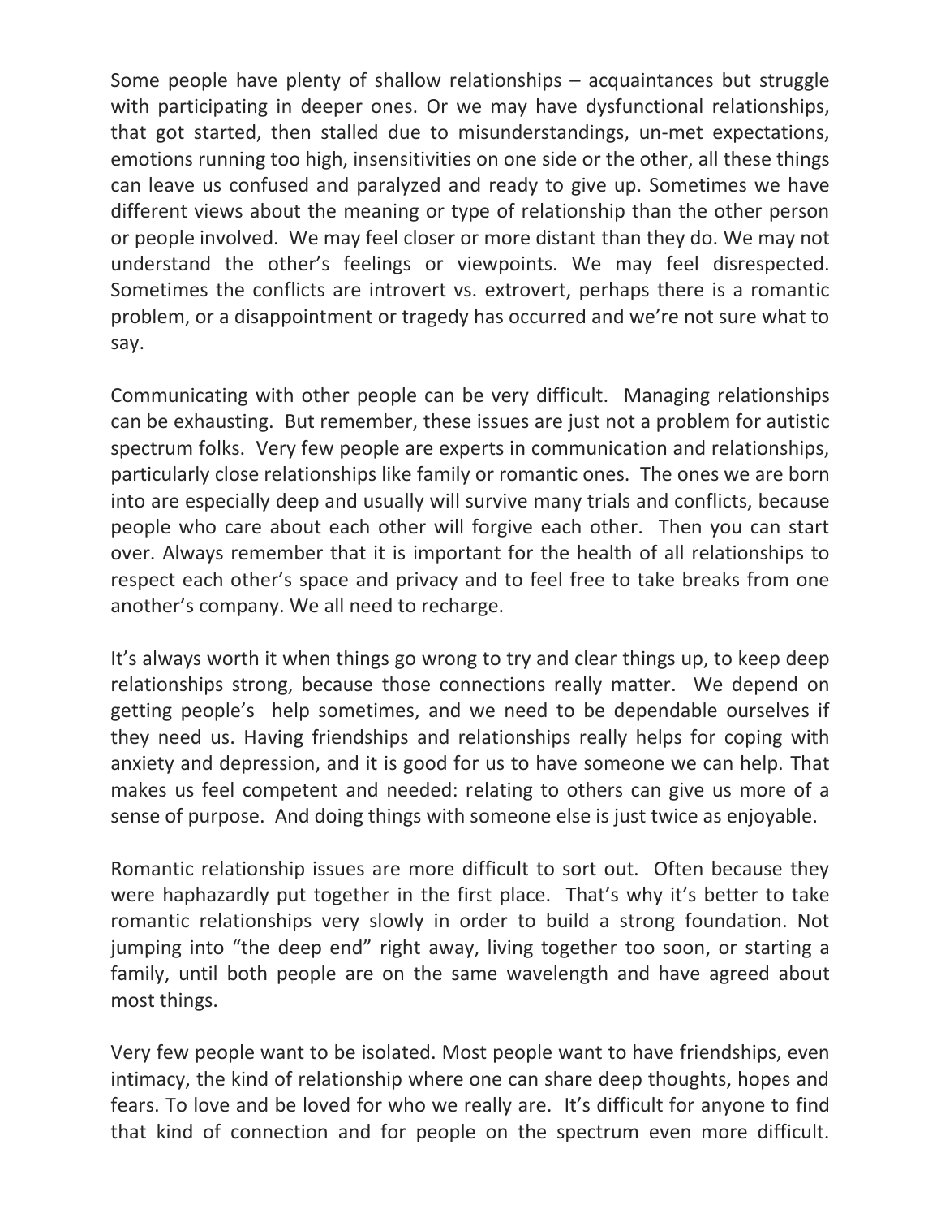Some people have plenty of shallow relationships – acquaintances but struggle with participating in deeper ones. Or we may have dysfunctional relationships, that got started, then stalled due to misunderstandings, un-met expectations, emotions running too high, insensitivities on one side or the other, all these things can leave us confused and paralyzed and ready to give up. Sometimes we have different views about the meaning or type of relationship than the other person or people involved. We may feel closer or more distant than they do. We may not understand the other's feelings or viewpoints. We may feel disrespected. Sometimes the conflicts are introvert vs. extrovert, perhaps there is a romantic problem, or a disappointment or tragedy has occurred and we're not sure what to say.

Communicating with other people can be very difficult. Managing relationships can be exhausting. But remember, these issues are just not a problem for autistic spectrum folks. Very few people are experts in communication and relationships, particularly close relationships like family or romantic ones. The ones we are born into are especially deep and usually will survive many trials and conflicts, because people who care about each other will forgive each other. Then you can start over. Always remember that it is important for the health of all relationships to respect each other's space and privacy and to feel free to take breaks from one another's company. We all need to recharge.

It's always worth it when things go wrong to try and clear things up, to keep deep relationships strong, because those connections really matter. We depend on getting people's help sometimes, and we need to be dependable ourselves if they need us. Having friendships and relationships really helps for coping with anxiety and depression, and it is good for us to have someone we can help. That makes us feel competent and needed: relating to others can give us more of a sense of purpose. And doing things with someone else is just twice as enjoyable.

Romantic relationship issues are more difficult to sort out. Often because they were haphazardly put together in the first place. That's why it's better to take romantic relationships very slowly in order to build a strong foundation. Not jumping into "the deep end" right away, living together too soon, or starting a family, until both people are on the same wavelength and have agreed about most things.

Very few people want to be isolated. Most people want to have friendships, even intimacy, the kind of relationship where one can share deep thoughts, hopes and fears. To love and be loved for who we really are. It's difficult for anyone to find that kind of connection and for people on the spectrum even more difficult.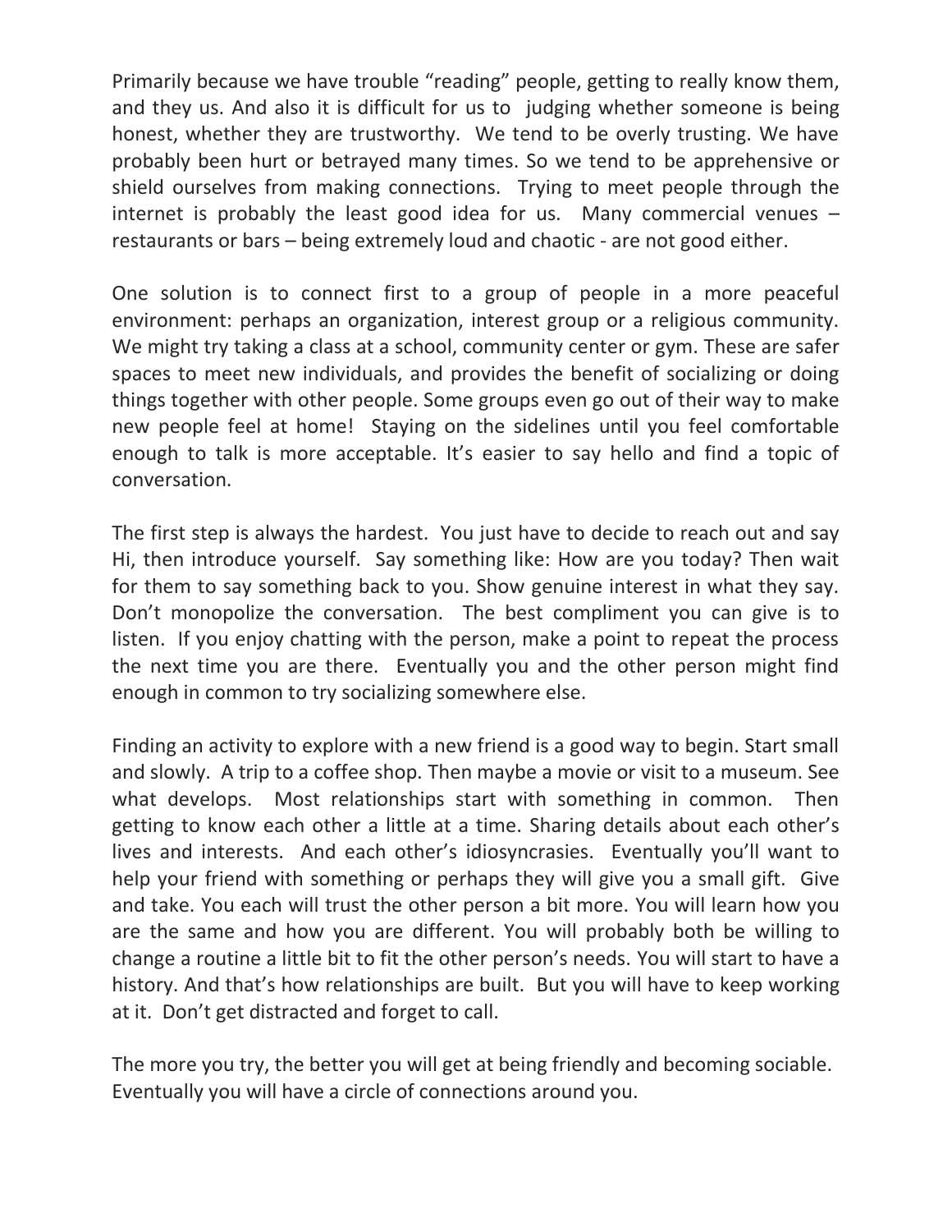Primarily because we have trouble "reading" people, getting to really know them, and they us. And also it is difficult for us to judging whether someone is being honest, whether they are trustworthy. We tend to be overly trusting. We have probably been hurt or betrayed many times. So we tend to be apprehensive or shield ourselves from making connections. Trying to meet people through the internet is probably the least good idea for us. Many commercial venues – restaurants or bars – being extremely loud and chaotic - are not good either.

One solution is to connect first to a group of people in a more peaceful environment: perhaps an organization, interest group or a religious community. We might try taking a class at a school, community center or gym. These are safer spaces to meet new individuals, and provides the benefit of socializing or doing things together with other people. Some groups even go out of their way to make new people feel at home! Staying on the sidelines until you feel comfortable enough to talk is more acceptable. It's easier to say hello and find a topic of conversation.

The first step is always the hardest. You just have to decide to reach out and say Hi, then introduce yourself. Say something like: How are you today? Then wait for them to say something back to you. Show genuine interest in what they say. Don't monopolize the conversation. The best compliment you can give is to listen. If you enjoy chatting with the person, make a point to repeat the process the next time you are there. Eventually you and the other person might find enough in common to try socializing somewhere else.

Finding an activity to explore with a new friend is a good way to begin. Start small and slowly. A trip to a coffee shop. Then maybe a movie or visit to a museum. See what develops. Most relationships start with something in common. Then getting to know each other a little at a time. Sharing details about each other's lives and interests. And each other's idiosyncrasies. Eventually you'll want to help your friend with something or perhaps they will give you a small gift. Give and take. You each will trust the other person a bit more. You will learn how you are the same and how you are different. You will probably both be willing to change a routine a little bit to fit the other person's needs. You will start to have a history. And that's how relationships are built. But you will have to keep working at it. Don't get distracted and forget to call.

The more you try, the better you will get at being friendly and becoming sociable. Eventually you will have a circle of connections around you.